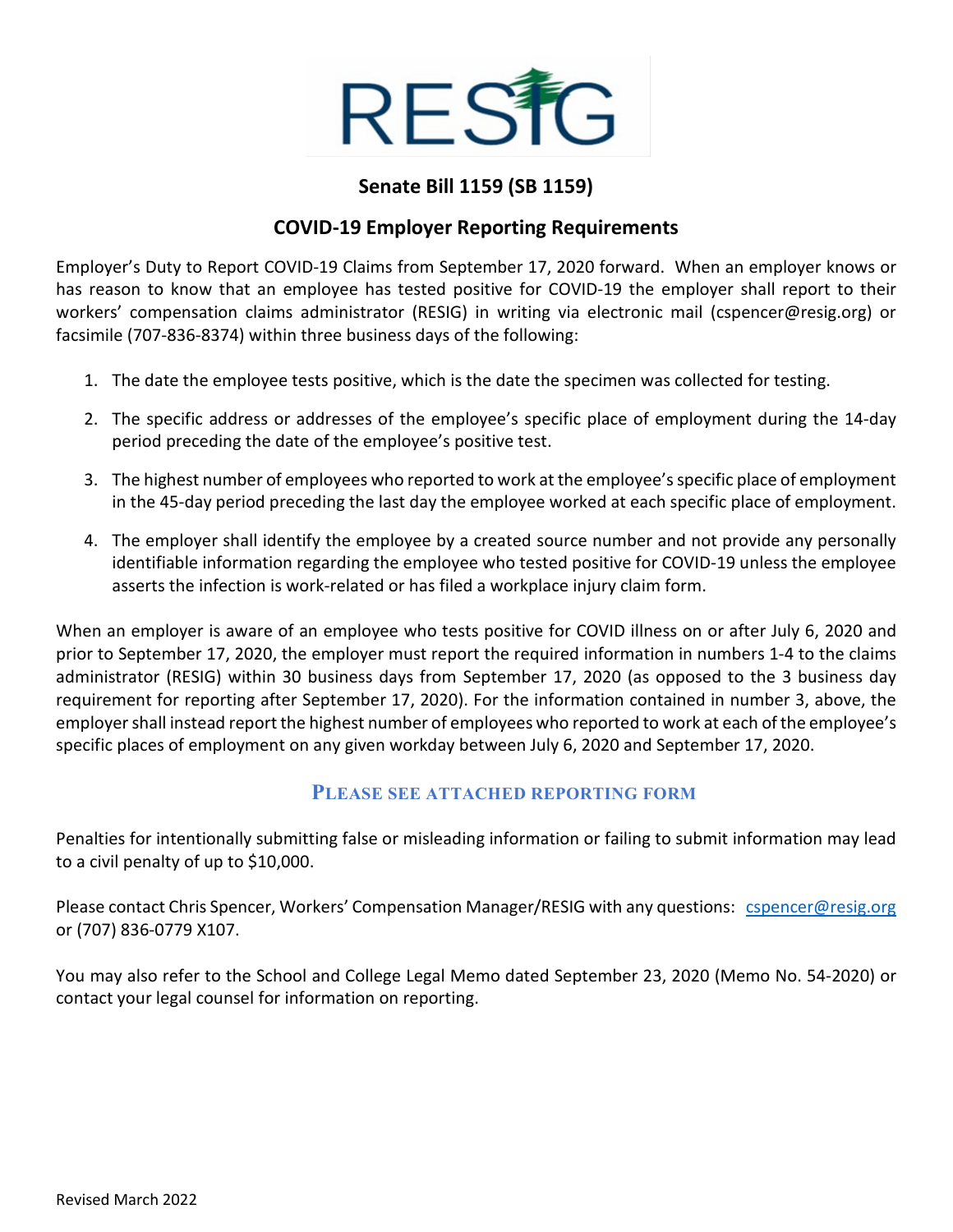RESIG

## Senate Bill 1159 (SB 1159)

## COVID-19 Employer Reporting Requirements

Employer's Duty to Report COVID-19 Claims from September 17, 2020 forward. When an employer knows or has reason to know that an employee has tested positive for COVID-19 the employer shall report to their workers' compensation claims administrator (RESIG) in writing via electronic mail (cspencer@resig.org) or facsimile (707-836-8374) within three business days of the following:

1. The date the employee tests positive, which is the date the specimen was collected for testing.
2. The specific address or addresses of the employee's specific place of employment during the 14-day period preceding the date of the employee's positive test.
3. The highest number of employees who reported to work at the employee's specific place of employment in the 45-day period preceding the last day the employee worked at each specific place of employment.
4. The employer shall identify the employee by a created source number and not provide any personally identifiable information regarding the employee who tested positive for COVID-19 unless the employee asserts the infection is work-related or has filed a workplace injury claim form.

When an employer is aware of an employee who tests positive for COVID illness on or after July 6, 2020 and prior to September 17, 2020, the employer must report the required information in numbers 1-4 to the claims administrator (RESIG) within 30 business days from September 17, 2020 (as opposed to the 3 business day requirement for reporting after September 17, 2020). For the information contained in number 3, above, the employer shall instead report the highest number of employees who reported to work at each of the employee's specific places of employment on any given workday between July 6, 2020 and September 17, 2020.

### PLEASE SEE ATTACHED REPORTING FORM

Penalties for intentionally submitting false or misleading information or failing to submit information may lead to a civil penalty of up to $10,000.

Please contact Chris Spencer, Workers' Compensation Manager/RESIG with any questions: cspencer@resig.org or (707) 836-0779 X107.

You may also refer to the School and College Legal Memo dated September 23, 2020 (Memo No. 54-2020) or contact your legal counsel for information on reporting.

Revised March 2022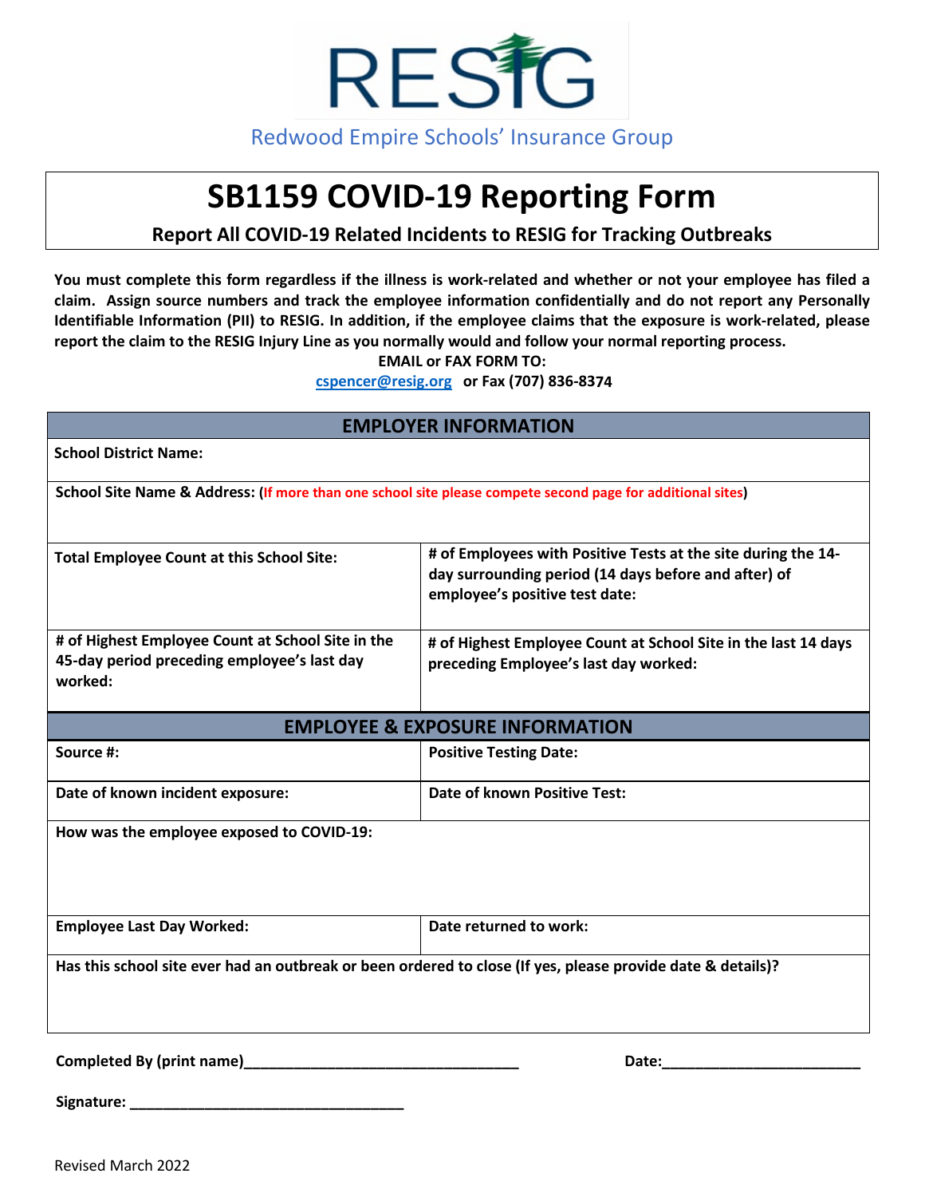RESIG

Redwood Empire Schools' Insurance Group

# SB1159 COVID-19 Reporting Form

**Report All COVID-19 Related Incidents to RESIG for Tracking Outbreaks**

**You must complete this form regardless if the illness is work-related and whether or not your employee has filed a claim. Assign source numbers and track the employee information confidentially and do not report any Personally Identifiable Information (PII) to RESIG. In addition, if the employee claims that the exposure is work-related, please report the claim to the RESIG Injury Line as you normally would and follow your normal reporting process.**

**EMAIL or FAX FORM TO:**

**cspencer@resig.org or Fax (707) 836-8374**

| EMPLOYER INFORMATION | |
|---|---|
| **School District Name:** | |
| **School Site Name & Address:** (If more than one school site please compete second page for additional sites) | |
| **Total Employee Count at this School Site:** | **# of Employees with Positive Tests at the site during the 14-day surrounding period (14 days before and after) of employee's positive test date:** |
| **# of Highest Employee Count at School Site in the 45-day period preceding employee's last day worked:** | **# of Highest Employee Count at School Site in the last 14 days preceding Employee's last day worked:** |

| EMPLOYEE & EXPOSURE INFORMATION | |
|---|---|
| **Source #:** | **Positive Testing Date:** |
| **Date of known incident exposure:** | **Date of known Positive Test:** |
| **How was the employee exposed to COVID-19:** | |
| **Employee Last Day Worked:** | **Date returned to work:** |
| **Has this school site ever had an outbreak or been ordered to close (If yes, please provide date & details)?** | |

**Completed By (print name)**_________________________________ **Date:**________________________

**Signature:** _________________________________

Revised March 2022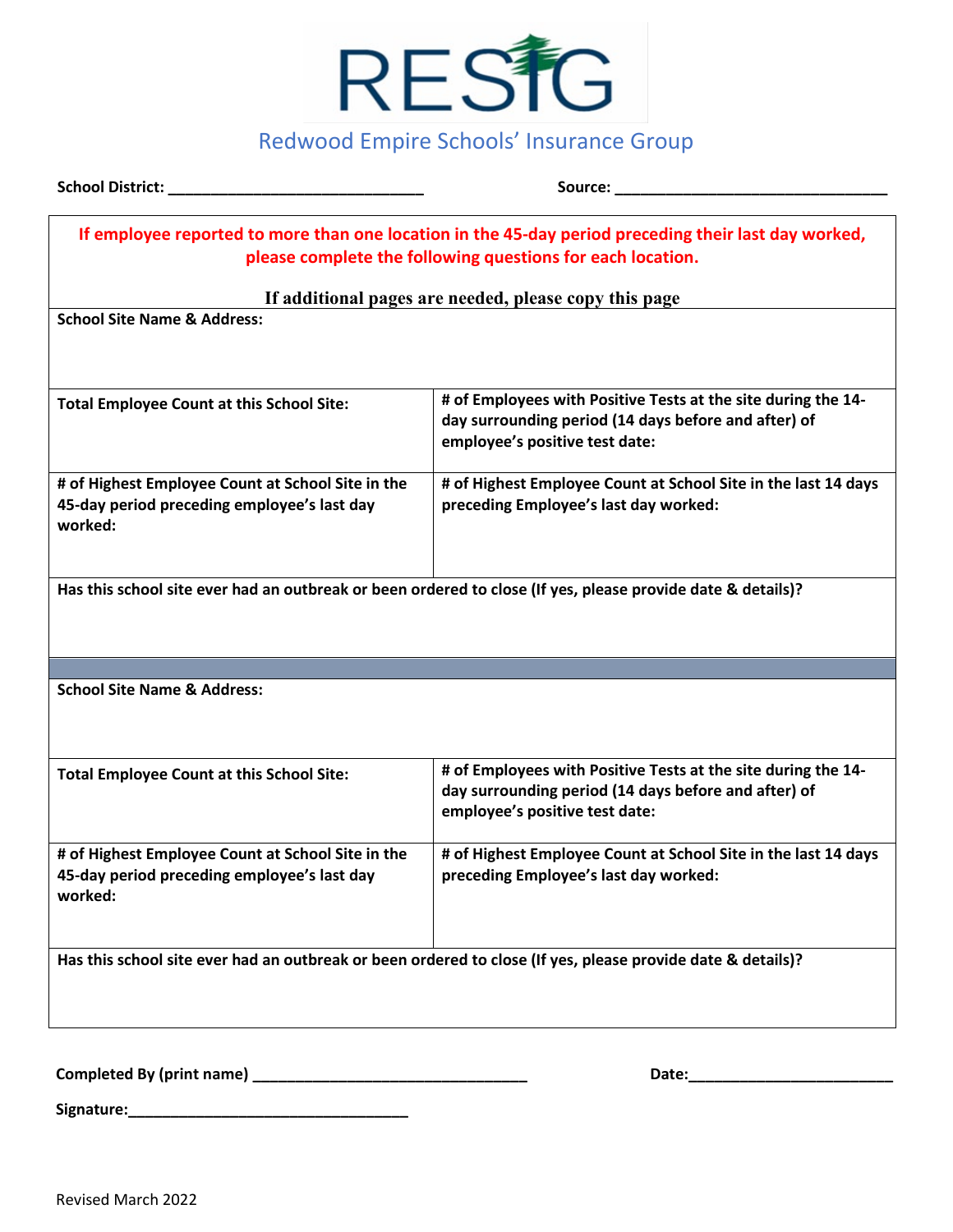# RESIG

Redwood Empire Schools' Insurance Group

**School District:** ______________________________ **Source:** ________________________________

**If employee reported to more than one location in the 45-day period preceding their last day worked, please complete the following questions for each location.**

**If additional pages are needed, please copy this page**

| | |
|---|---|
| **School Site Name & Address:** | |
| **Total Employee Count at this School Site:** | **# of Employees with Positive Tests at the site during the 14-day surrounding period (14 days before and after) of employee's positive test date:** |
| **# of Highest Employee Count at School Site in the 45-day period preceding employee's last day worked:** | **# of Highest Employee Count at School Site in the last 14 days preceding Employee's last day worked:** |
| **Has this school site ever had an outbreak or been ordered to close (If yes, please provide date & details)?** | |

| | |
|---|---|
| **School Site Name & Address:** | |
| **Total Employee Count at this School Site:** | **# of Employees with Positive Tests at the site during the 14-day surrounding period (14 days before and after) of employee's positive test date:** |
| **# of Highest Employee Count at School Site in the 45-day period preceding employee's last day worked:** | **# of Highest Employee Count at School Site in the last 14 days preceding Employee's last day worked:** |
| **Has this school site ever had an outbreak or been ordered to close (If yes, please provide date & details)?** | |

**Completed By (print name)** ________________________________ **Date:**________________________

**Signature:**________________________________

Revised March 2022